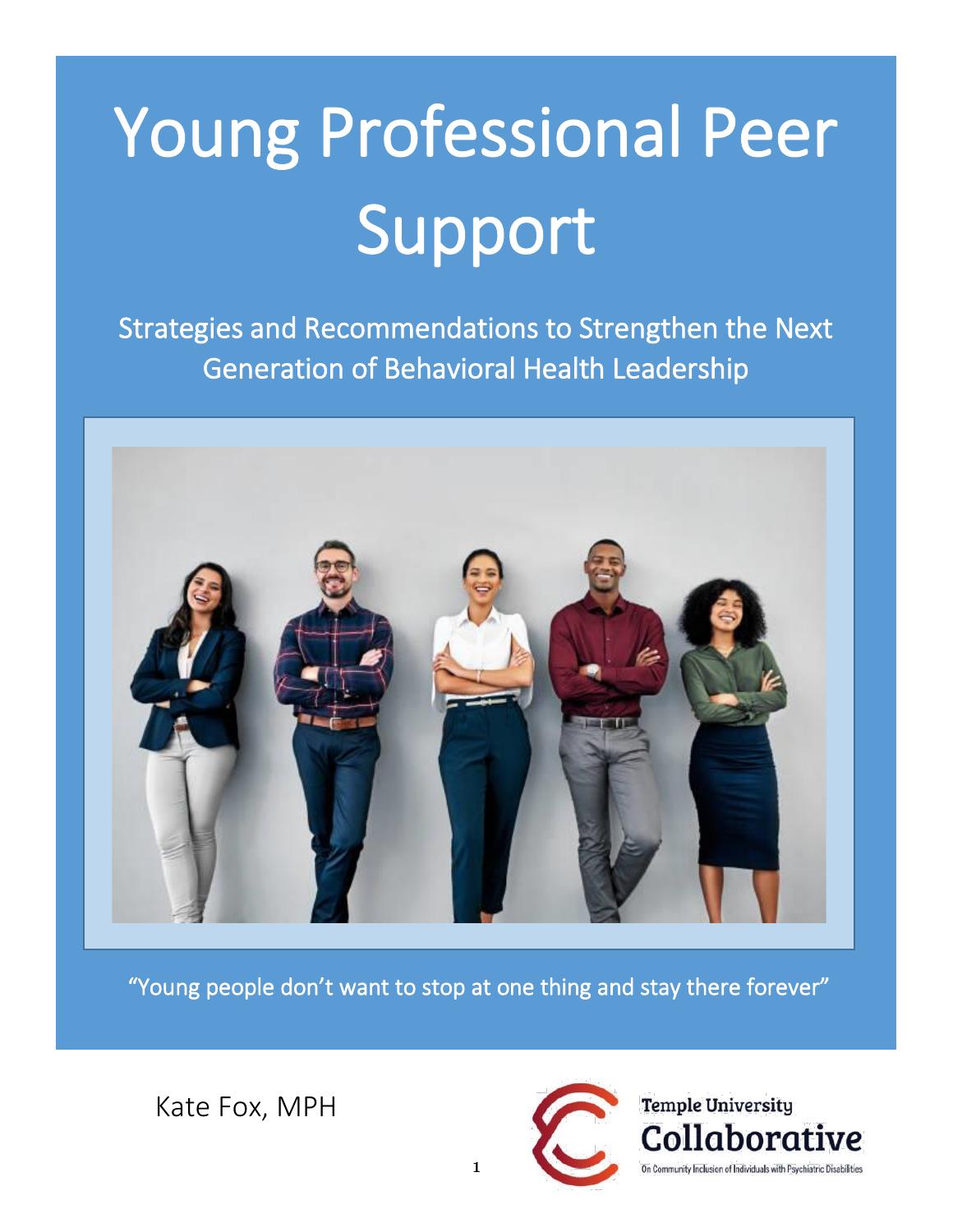# Young Professional Peer Support

## Strategies and Recommendations to Strengthen the Next Generation of Behavioral Health Leadership

"Young people don't want to stop at one thing and stay there forever"

Kate Fox, MPH

Temple University Collaborative

On Community Inclusion of Individuals with Psychiatric Disabilities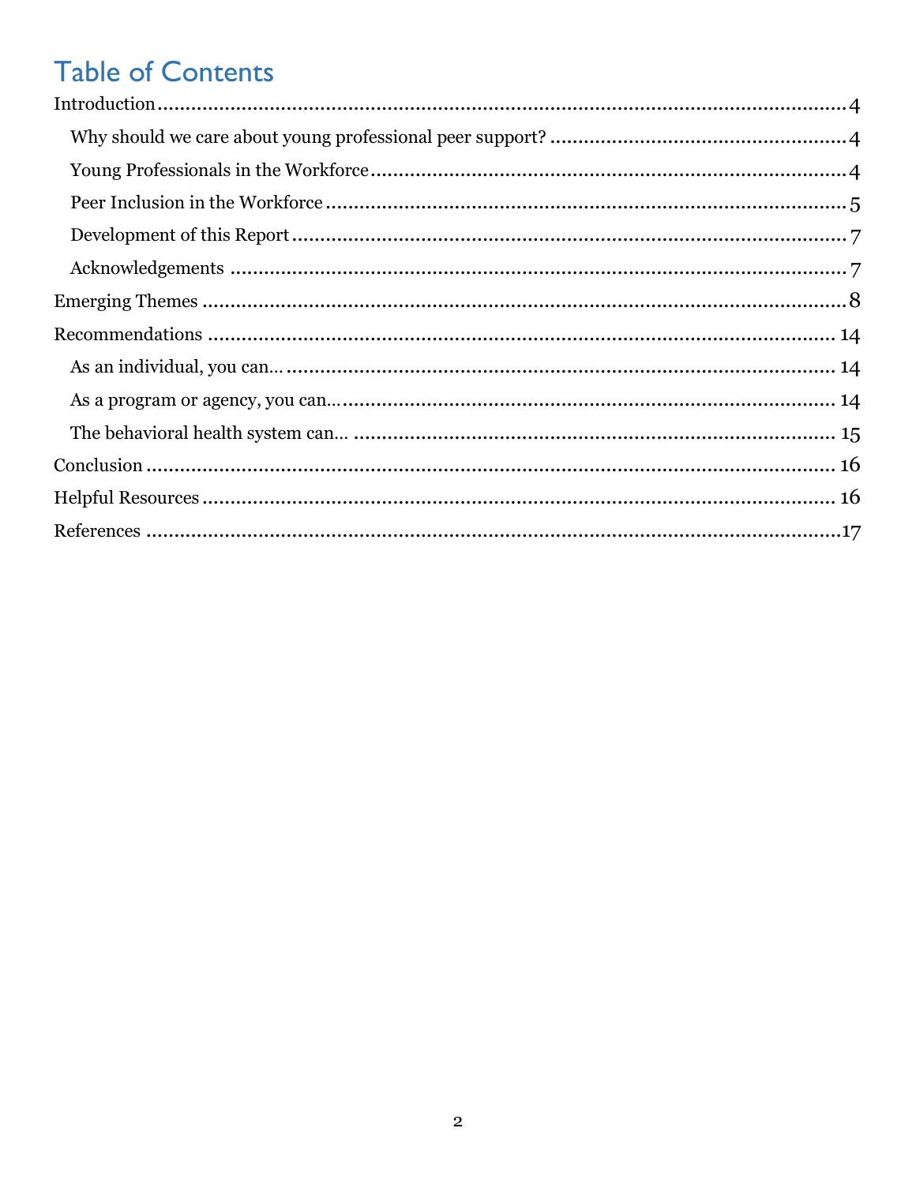# Table of Contents

Introduction ........................................................................................................ 4

- Why should we care about young professional peer support? ........................................ 4
- Young Professionals in the Workforce .............................................................................. 4
- Peer Inclusion in the Workforce ........................................................................................ 5
- Development of this Report ............................................................................................... 7
- Acknowledgements ............................................................................................................ 7

Emerging Themes ................................................................................................ 8

Recommendations ............................................................................................... 14

- As an individual, you can… .............................................................................................. 14
- As a program or agency, you can… .................................................................................. 14
- The behavioral health system can… ................................................................................ 15

Conclusion ........................................................................................................... 16

Helpful Resources ................................................................................................ 16

References ............................................................................................................ 17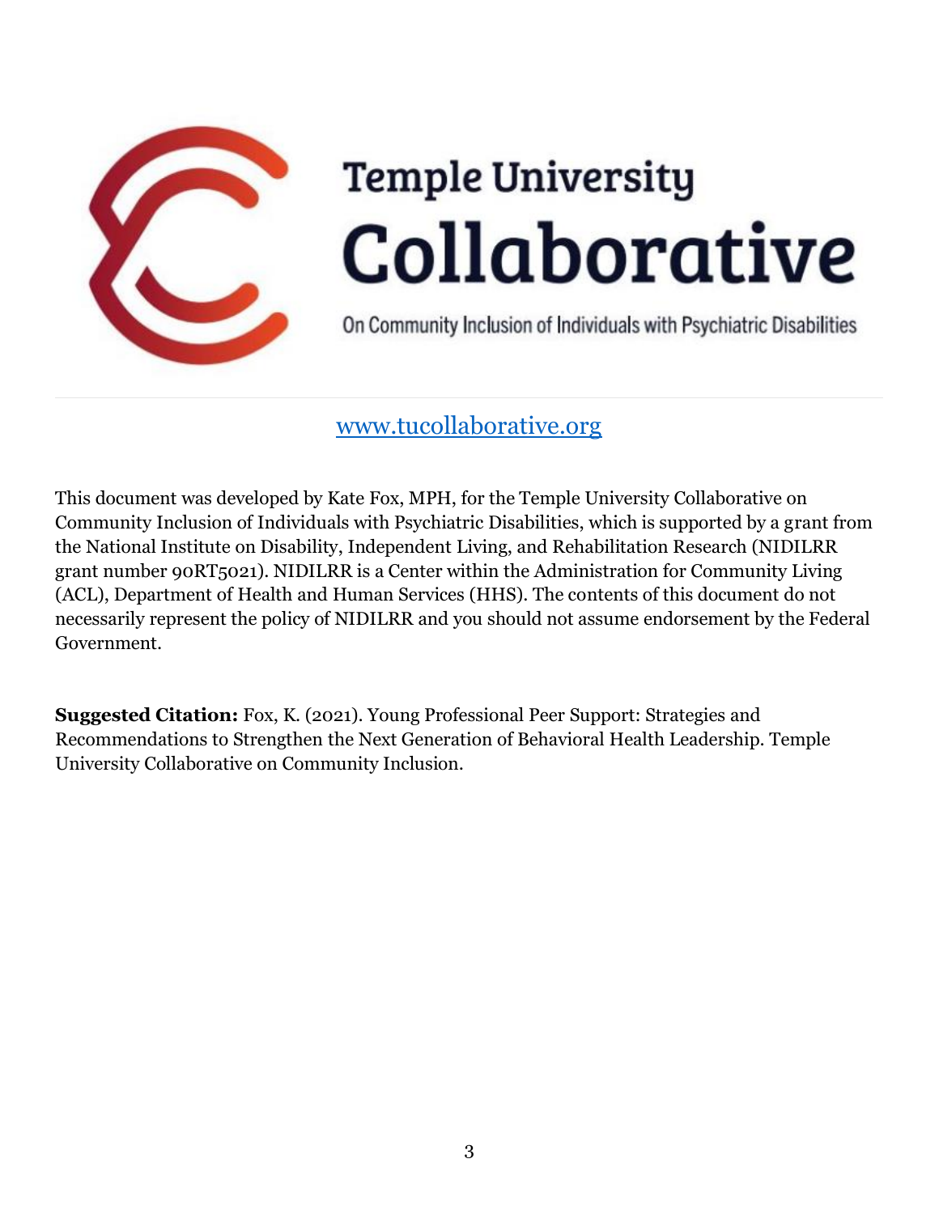# Temple University Collaborative

On Community Inclusion of Individuals with Psychiatric Disabilities

www.tucollaborative.org

This document was developed by Kate Fox, MPH, for the Temple University Collaborative on Community Inclusion of Individuals with Psychiatric Disabilities, which is supported by a grant from the National Institute on Disability, Independent Living, and Rehabilitation Research (NIDILRR grant number 90RT5021). NIDILRR is a Center within the Administration for Community Living (ACL), Department of Health and Human Services (HHS). The contents of this document do not necessarily represent the policy of NIDILRR and you should not assume endorsement by the Federal Government.

**Suggested Citation:** Fox, K. (2021). Young Professional Peer Support: Strategies and Recommendations to Strengthen the Next Generation of Behavioral Health Leadership. Temple University Collaborative on Community Inclusion.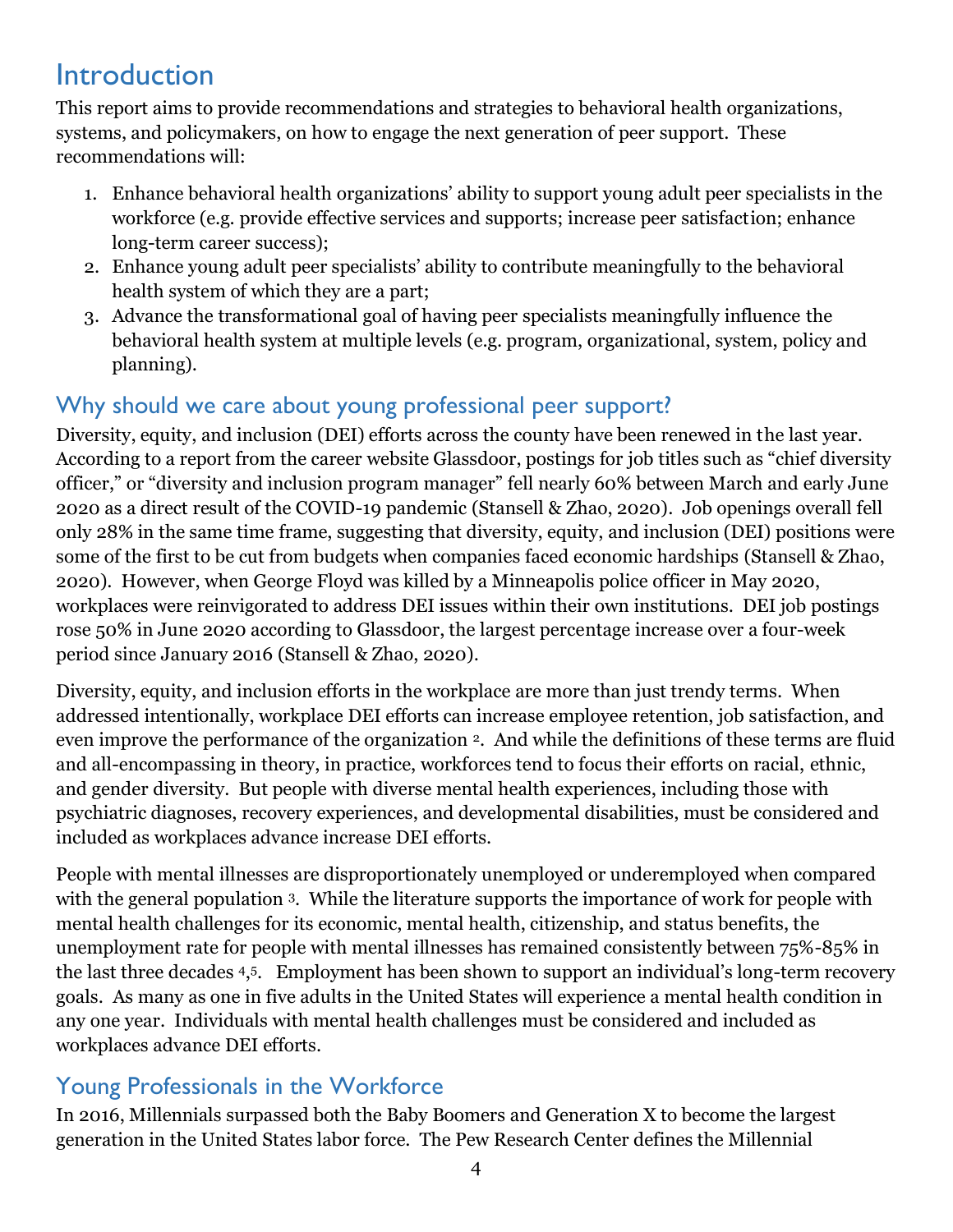# Introduction

This report aims to provide recommendations and strategies to behavioral health organizations, systems, and policymakers, on how to engage the next generation of peer support. These recommendations will:

1. Enhance behavioral health organizations' ability to support young adult peer specialists in the workforce (e.g. provide effective services and supports; increase peer satisfaction; enhance long-term career success);
2. Enhance young adult peer specialists' ability to contribute meaningfully to the behavioral health system of which they are a part;
3. Advance the transformational goal of having peer specialists meaningfully influence the behavioral health system at multiple levels (e.g. program, organizational, system, policy and planning).

## Why should we care about young professional peer support?

Diversity, equity, and inclusion (DEI) efforts across the county have been renewed in the last year. According to a report from the career website Glassdoor, postings for job titles such as "chief diversity officer," or "diversity and inclusion program manager" fell nearly 60% between March and early June 2020 as a direct result of the COVID-19 pandemic (Stansell & Zhao, 2020). Job openings overall fell only 28% in the same time frame, suggesting that diversity, equity, and inclusion (DEI) positions were some of the first to be cut from budgets when companies faced economic hardships (Stansell & Zhao, 2020). However, when George Floyd was killed by a Minneapolis police officer in May 2020, workplaces were reinvigorated to address DEI issues within their own institutions. DEI job postings rose 50% in June 2020 according to Glassdoor, the largest percentage increase over a four-week period since January 2016 (Stansell & Zhao, 2020).

Diversity, equity, and inclusion efforts in the workplace are more than just trendy terms. When addressed intentionally, workplace DEI efforts can increase employee retention, job satisfaction, and even improve the performance of the organization [2]. And while the definitions of these terms are fluid and all-encompassing in theory, in practice, workforces tend to focus their efforts on racial, ethnic, and gender diversity. But people with diverse mental health experiences, including those with psychiatric diagnoses, recovery experiences, and developmental disabilities, must be considered and included as workplaces advance increase DEI efforts.

People with mental illnesses are disproportionately unemployed or underemployed when compared with the general population [3]. While the literature supports the importance of work for people with mental health challenges for its economic, mental health, citizenship, and status benefits, the unemployment rate for people with mental illnesses has remained consistently between 75%-85% in the last three decades [4,5]. Employment has been shown to support an individual's long-term recovery goals. As many as one in five adults in the United States will experience a mental health condition in any one year. Individuals with mental health challenges must be considered and included as workplaces advance DEI efforts.

## Young Professionals in the Workforce

In 2016, Millennials surpassed both the Baby Boomers and Generation X to become the largest generation in the United States labor force. The Pew Research Center defines the Millennial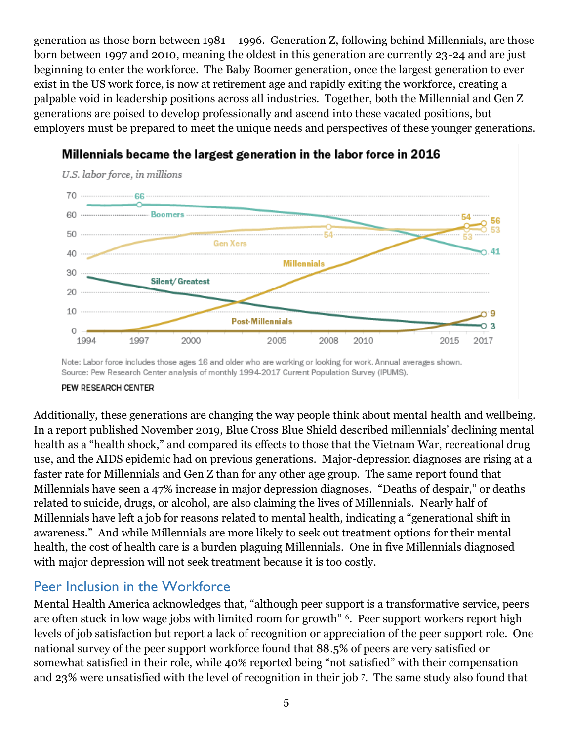generation as those born between 1981 – 1996. Generation Z, following behind Millennials, are those born between 1997 and 2010, meaning the oldest in this generation are currently 23-24 and are just beginning to enter the workforce. The Baby Boomer generation, once the largest generation to ever exist in the US work force, is now at retirement age and rapidly exiting the workforce, creating a palpable void in leadership positions across all industries. Together, both the Millennial and Gen Z generations are poised to develop professionally and ascend into these vacated positions, but employers must be prepared to meet the unique needs and perspectives of these younger generations.

**Millennials became the largest generation in the labor force in 2016**

*U.S. labor force, in millions*

Note: Labor force includes those ages 16 and older who are working or looking for work. Annual averages shown.
Source: Pew Research Center analysis of monthly 1994-2017 Current Population Survey (IPUMS).

PEW RESEARCH CENTER

Additionally, these generations are changing the way people think about mental health and wellbeing. In a report published November 2019, Blue Cross Blue Shield described millennials' declining mental health as a "health shock," and compared its effects to those that the Vietnam War, recreational drug use, and the AIDS epidemic had on previous generations. Major-depression diagnoses are rising at a faster rate for Millennials and Gen Z than for any other age group. The same report found that Millennials have seen a 47% increase in major depression diagnoses. "Deaths of despair," or deaths related to suicide, drugs, or alcohol, are also claiming the lives of Millennials. Nearly half of Millennials have left a job for reasons related to mental health, indicating a "generational shift in awareness." And while Millennials are more likely to seek out treatment options for their mental health, the cost of health care is a burden plaguing Millennials. One in five Millennials diagnosed with major depression will not seek treatment because it is too costly.

## Peer Inclusion in the Workforce

Mental Health America acknowledges that, "although peer support is a transformative service, peers are often stuck in low wage jobs with limited room for growth" [6]. Peer support workers report high levels of job satisfaction but report a lack of recognition or appreciation of the peer support role. One national survey of the peer support workforce found that 88.5% of peers are very satisfied or somewhat satisfied in their role, while 40% reported being "not satisfied" with their compensation and 23% were unsatisfied with the level of recognition in their job [7]. The same study also found that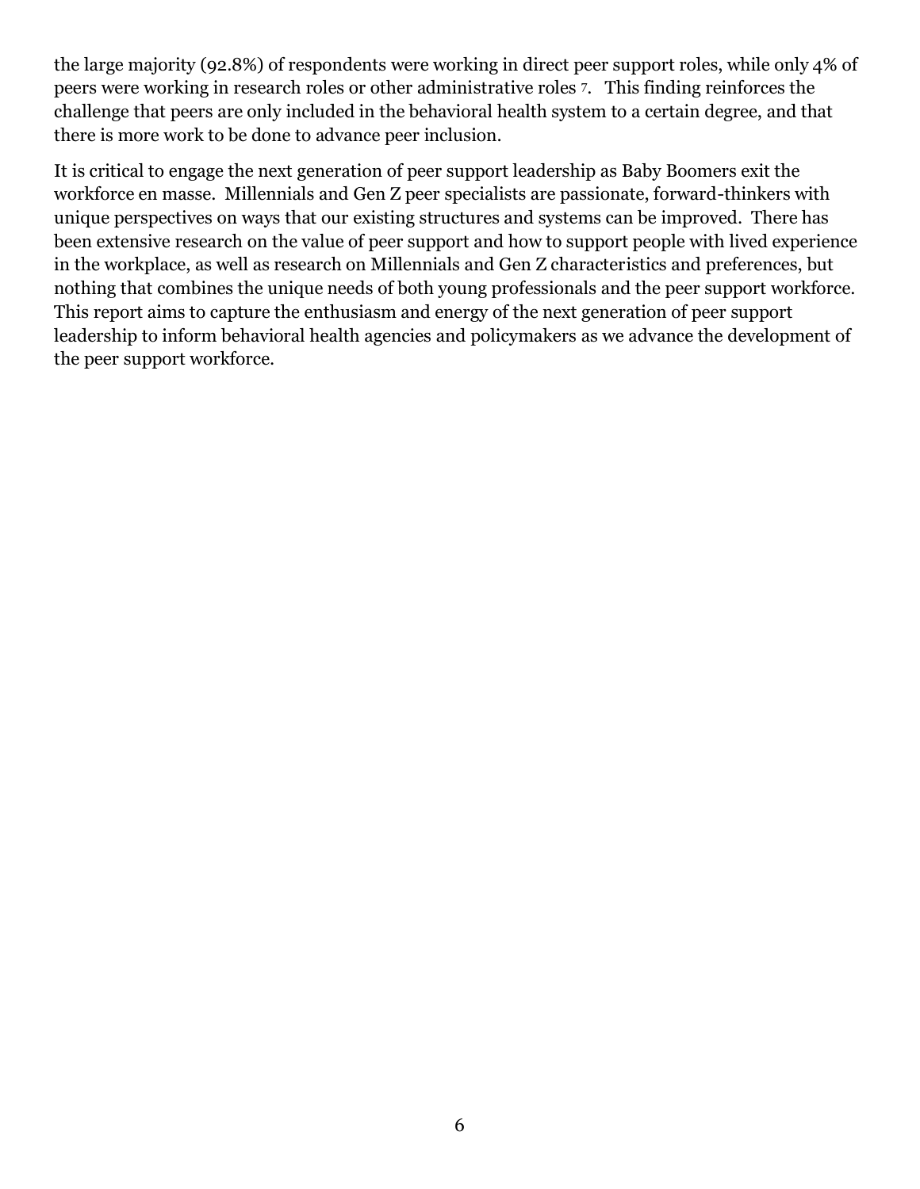the large majority (92.8%) of respondents were working in direct peer support roles, while only 4% of peers were working in research roles or other administrative roles [7]. This finding reinforces the challenge that peers are only included in the behavioral health system to a certain degree, and that there is more work to be done to advance peer inclusion.

It is critical to engage the next generation of peer support leadership as Baby Boomers exit the workforce en masse. Millennials and Gen Z peer specialists are passionate, forward-thinkers with unique perspectives on ways that our existing structures and systems can be improved. There has been extensive research on the value of peer support and how to support people with lived experience in the workplace, as well as research on Millennials and Gen Z characteristics and preferences, but nothing that combines the unique needs of both young professionals and the peer support workforce. This report aims to capture the enthusiasm and energy of the next generation of peer support leadership to inform behavioral health agencies and policymakers as we advance the development of the peer support workforce.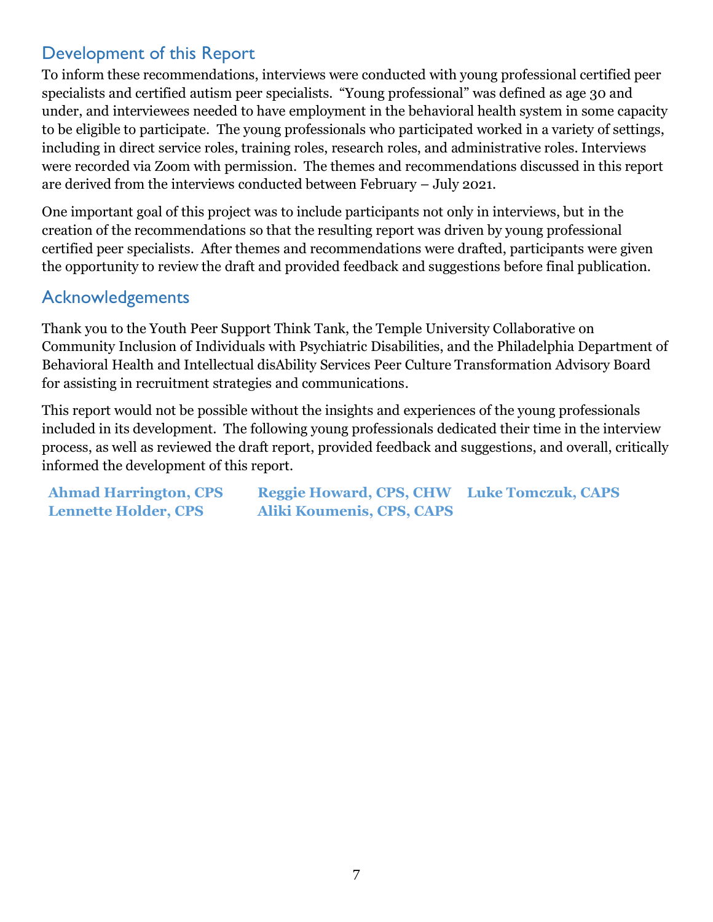## Development of this Report

To inform these recommendations, interviews were conducted with young professional certified peer specialists and certified autism peer specialists. "Young professional" was defined as age 30 and under, and interviewees needed to have employment in the behavioral health system in some capacity to be eligible to participate. The young professionals who participated worked in a variety of settings, including in direct service roles, training roles, research roles, and administrative roles. Interviews were recorded via Zoom with permission. The themes and recommendations discussed in this report are derived from the interviews conducted between February – July 2021.

One important goal of this project was to include participants not only in interviews, but in the creation of the recommendations so that the resulting report was driven by young professional certified peer specialists. After themes and recommendations were drafted, participants were given the opportunity to review the draft and provided feedback and suggestions before final publication.

## Acknowledgements

Thank you to the Youth Peer Support Think Tank, the Temple University Collaborative on Community Inclusion of Individuals with Psychiatric Disabilities, and the Philadelphia Department of Behavioral Health and Intellectual disAbility Services Peer Culture Transformation Advisory Board for assisting in recruitment strategies and communications.

This report would not be possible without the insights and experiences of the young professionals included in its development. The following young professionals dedicated their time in the interview process, as well as reviewed the draft report, provided feedback and suggestions, and overall, critically informed the development of this report.

**Ahmad Harrington, CPS**
**Lennette Holder, CPS**
**Reggie Howard, CPS, CHW**
**Aliki Koumenis, CPS, CAPS**
**Luke Tomczuk, CAPS**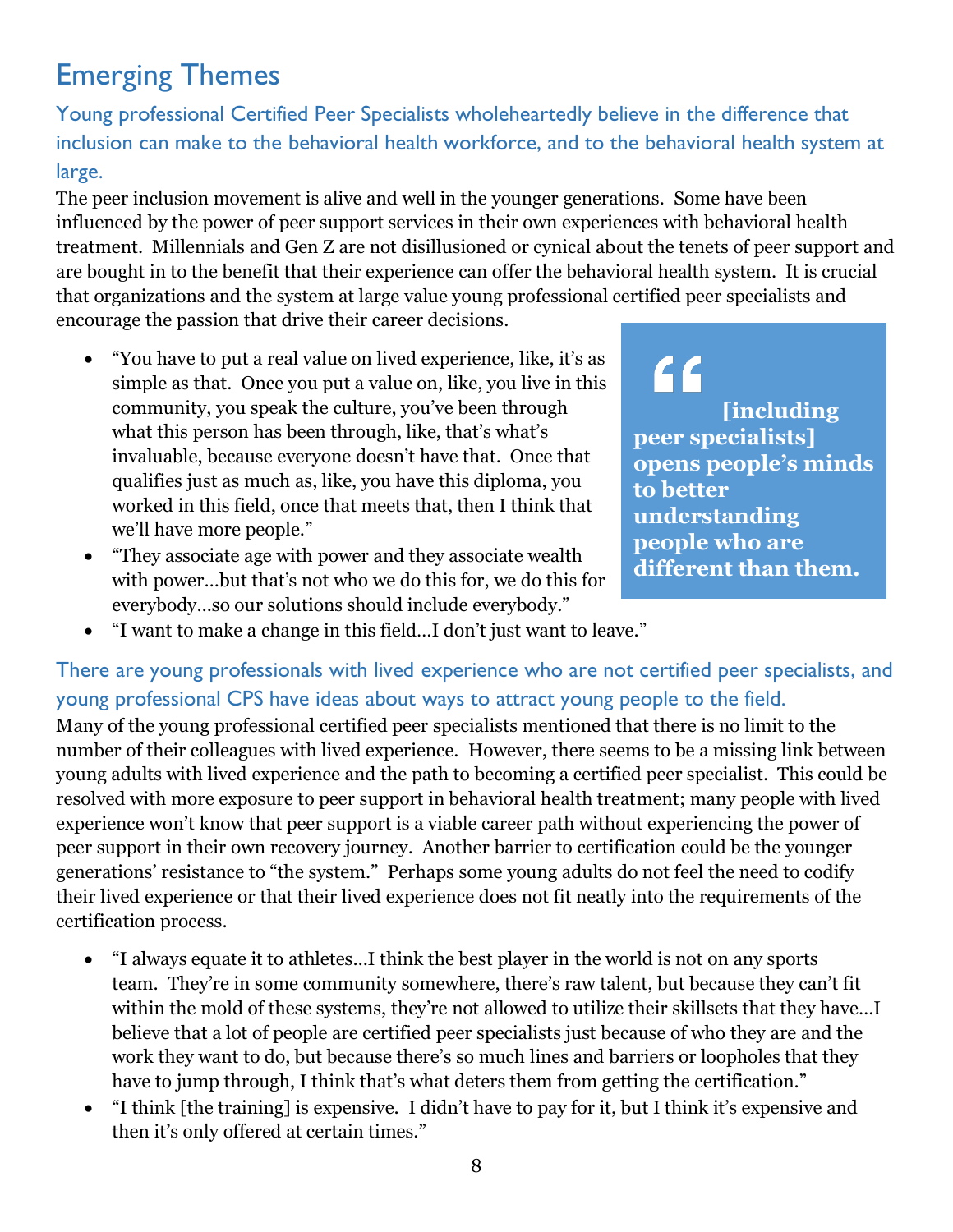# Emerging Themes

## Young professional Certified Peer Specialists wholeheartedly believe in the difference that inclusion can make to the behavioral health workforce, and to the behavioral health system at large.

The peer inclusion movement is alive and well in the younger generations. Some have been influenced by the power of peer support services in their own experiences with behavioral health treatment. Millennials and Gen Z are not disillusioned or cynical about the tenets of peer support and are bought in to the benefit that their experience can offer the behavioral health system. It is crucial that organizations and the system at large value young professional certified peer specialists and encourage the passion that drive their career decisions.

- "You have to put a real value on lived experience, like, it's as simple as that. Once you put a value on, like, you live in this community, you speak the culture, you've been through what this person has been through, like, that's what's invaluable, because everyone doesn't have that. Once that qualifies just as much as, like, you have this diploma, you worked in this field, once that meets that, then I think that we'll have more people."
- "They associate age with power and they associate wealth with power…but that's not who we do this for, we do this for everybody…so our solutions should include everybody."
- "I want to make a change in this field…I don't just want to leave."

> **"[including peer specialists] opens people's minds to better understanding people who are different than them.**

## There are young professionals with lived experience who are not certified peer specialists, and young professional CPS have ideas about ways to attract young people to the field.

Many of the young professional certified peer specialists mentioned that there is no limit to the number of their colleagues with lived experience. However, there seems to be a missing link between young adults with lived experience and the path to becoming a certified peer specialist. This could be resolved with more exposure to peer support in behavioral health treatment; many people with lived experience won't know that peer support is a viable career path without experiencing the power of peer support in their own recovery journey. Another barrier to certification could be the younger generations' resistance to "the system." Perhaps some young adults do not feel the need to codify their lived experience or that their lived experience does not fit neatly into the requirements of the certification process.

- "I always equate it to athletes…I think the best player in the world is not on any sports team. They're in some community somewhere, there's raw talent, but because they can't fit within the mold of these systems, they're not allowed to utilize their skillsets that they have…I believe that a lot of people are certified peer specialists just because of who they are and the work they want to do, but because there's so much lines and barriers or loopholes that they have to jump through, I think that's what deters them from getting the certification."
- "I think [the training] is expensive. I didn't have to pay for it, but I think it's expensive and then it's only offered at certain times."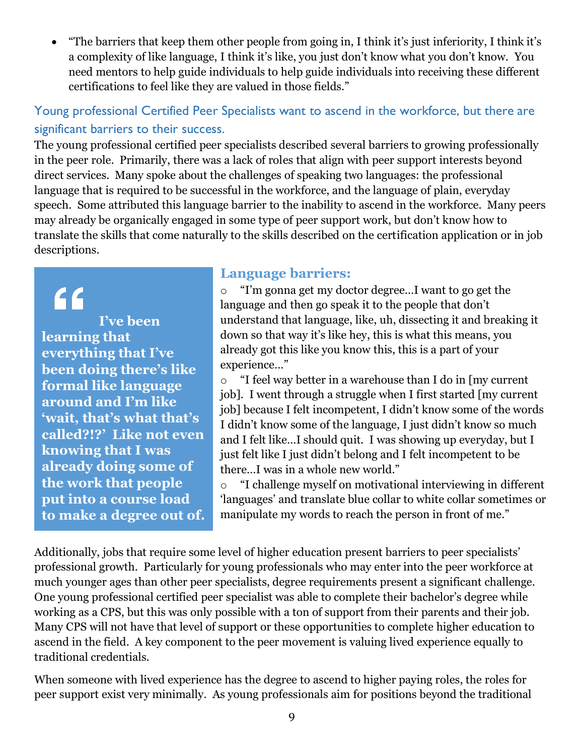- "The barriers that keep them other people from going in, I think it's just inferiority, I think it's a complexity of like language, I think it's like, you just don't know what you don't know. You need mentors to help guide individuals to help guide individuals into receiving these different certifications to feel like they are valued in those fields."

## Young professional Certified Peer Specialists want to ascend in the workforce, but there are significant barriers to their success.

The young professional certified peer specialists described several barriers to growing professionally in the peer role. Primarily, there was a lack of roles that align with peer support interests beyond direct services. Many spoke about the challenges of speaking two languages: the professional language that is required to be successful in the workforce, and the language of plain, everyday speech. Some attributed this language barrier to the inability to ascend in the workforce. Many peers may already be organically engaged in some type of peer support work, but don't know how to translate the skills that come naturally to the skills described on the certification application or in job descriptions.

> **"I've been learning that everything that I've been doing there's like formal like language around and I'm like 'wait, that's what that's called?!?' Like not even knowing that I was already doing some of the work that people put into a course load to make a degree out of.**

### Language barriers:

- "I'm gonna get my doctor degree…I want to go get the language and then go speak it to the people that don't understand that language, like, uh, dissecting it and breaking it down so that way it's like hey, this is what this means, you already got this like you know this, this is a part of your experience…"
- "I feel way better in a warehouse than I do in [my current job]. I went through a struggle when I first started [my current job] because I felt incompetent, I didn't know some of the words I didn't know some of the language, I just didn't know so much and I felt like…I should quit. I was showing up everyday, but I just felt like I just didn't belong and I felt incompetent to be there…I was in a whole new world."
- "I challenge myself on motivational interviewing in different 'languages' and translate blue collar to white collar sometimes or manipulate my words to reach the person in front of me."

Additionally, jobs that require some level of higher education present barriers to peer specialists' professional growth. Particularly for young professionals who may enter into the peer workforce at much younger ages than other peer specialists, degree requirements present a significant challenge. One young professional certified peer specialist was able to complete their bachelor's degree while working as a CPS, but this was only possible with a ton of support from their parents and their job. Many CPS will not have that level of support or these opportunities to complete higher education to ascend in the field. A key component to the peer movement is valuing lived experience equally to traditional credentials.

When someone with lived experience has the degree to ascend to higher paying roles, the roles for peer support exist very minimally. As young professionals aim for positions beyond the traditional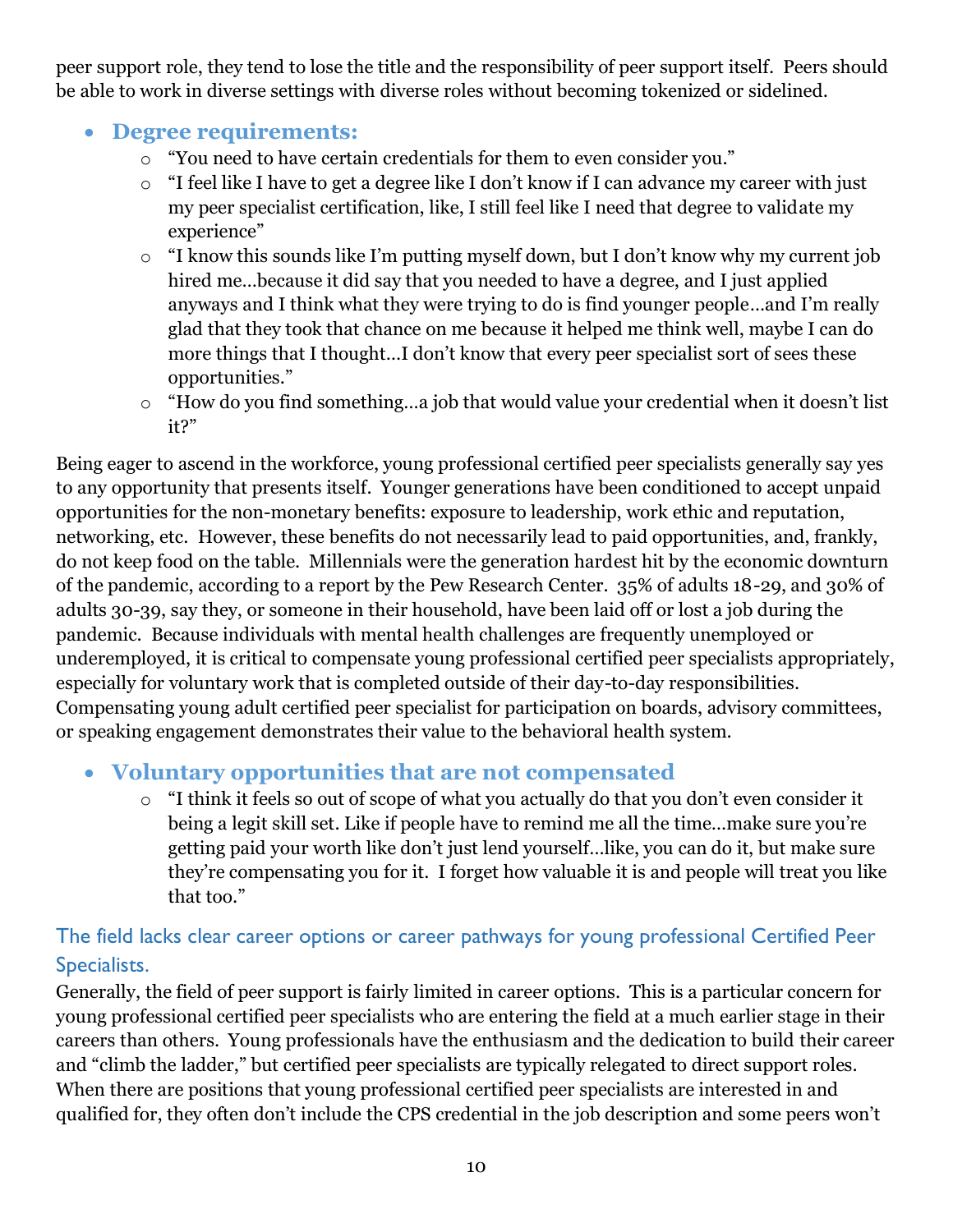peer support role, they tend to lose the title and the responsibility of peer support itself. Peers should be able to work in diverse settings with diverse roles without becoming tokenized or sidelined.

- **Degree requirements:**
    - "You need to have certain credentials for them to even consider you."
    - "I feel like I have to get a degree like I don't know if I can advance my career with just my peer specialist certification, like, I still feel like I need that degree to validate my experience"
    - "I know this sounds like I'm putting myself down, but I don't know why my current job hired me…because it did say that you needed to have a degree, and I just applied anyways and I think what they were trying to do is find younger people…and I'm really glad that they took that chance on me because it helped me think well, maybe I can do more things that I thought…I don't know that every peer specialist sort of sees these opportunities."
    - "How do you find something…a job that would value your credential when it doesn't list it?"

Being eager to ascend in the workforce, young professional certified peer specialists generally say yes to any opportunity that presents itself. Younger generations have been conditioned to accept unpaid opportunities for the non-monetary benefits: exposure to leadership, work ethic and reputation, networking, etc. However, these benefits do not necessarily lead to paid opportunities, and, frankly, do not keep food on the table. Millennials were the generation hardest hit by the economic downturn of the pandemic, according to a report by the Pew Research Center. 35% of adults 18-29, and 30% of adults 30-39, say they, or someone in their household, have been laid off or lost a job during the pandemic. Because individuals with mental health challenges are frequently unemployed or underemployed, it is critical to compensate young professional certified peer specialists appropriately, especially for voluntary work that is completed outside of their day-to-day responsibilities. Compensating young adult certified peer specialist for participation on boards, advisory committees, or speaking engagement demonstrates their value to the behavioral health system.

- **Voluntary opportunities that are not compensated**
    - "I think it feels so out of scope of what you actually do that you don't even consider it being a legit skill set. Like if people have to remind me all the time…make sure you're getting paid your worth like don't just lend yourself…like, you can do it, but make sure they're compensating you for it. I forget how valuable it is and people will treat you like that too."

### The field lacks clear career options or career pathways for young professional Certified Peer Specialists.

Generally, the field of peer support is fairly limited in career options. This is a particular concern for young professional certified peer specialists who are entering the field at a much earlier stage in their careers than others. Young professionals have the enthusiasm and the dedication to build their career and "climb the ladder," but certified peer specialists are typically relegated to direct support roles. When there are positions that young professional certified peer specialists are interested in and qualified for, they often don't include the CPS credential in the job description and some peers won't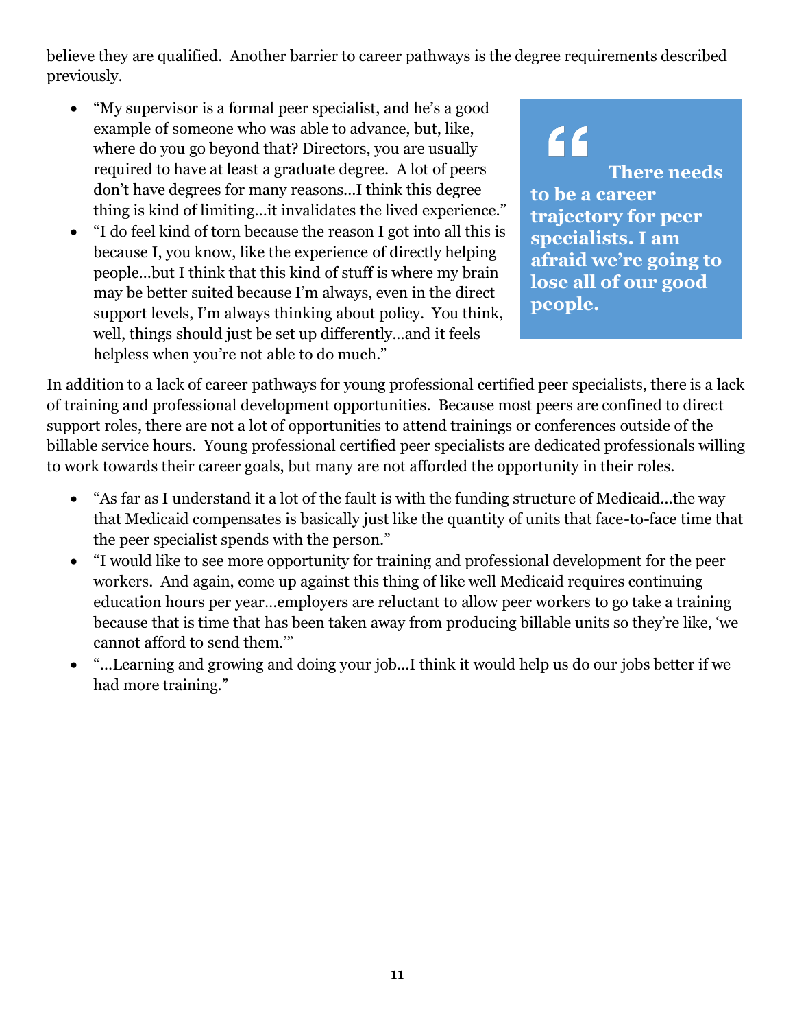believe they are qualified. Another barrier to career pathways is the degree requirements described previously.

- "My supervisor is a formal peer specialist, and he's a good example of someone who was able to advance, but, like, where do you go beyond that? Directors, you are usually required to have at least a graduate degree. A lot of peers don't have degrees for many reasons…I think this degree thing is kind of limiting…it invalidates the lived experience."
- "I do feel kind of torn because the reason I got into all this is because I, you know, like the experience of directly helping people…but I think that this kind of stuff is where my brain may be better suited because I'm always, even in the direct support levels, I'm always thinking about policy. You think, well, things should just be set up differently…and it feels helpless when you're not able to do much."

> **"There needs to be a career trajectory for peer specialists. I am afraid we're going to lose all of our good people.**

In addition to a lack of career pathways for young professional certified peer specialists, there is a lack of training and professional development opportunities. Because most peers are confined to direct support roles, there are not a lot of opportunities to attend trainings or conferences outside of the billable service hours. Young professional certified peer specialists are dedicated professionals willing to work towards their career goals, but many are not afforded the opportunity in their roles.

- "As far as I understand it a lot of the fault is with the funding structure of Medicaid…the way that Medicaid compensates is basically just like the quantity of units that face-to-face time that the peer specialist spends with the person."
- "I would like to see more opportunity for training and professional development for the peer workers. And again, come up against this thing of like well Medicaid requires continuing education hours per year…employers are reluctant to allow peer workers to go take a training because that is time that has been taken away from producing billable units so they're like, 'we cannot afford to send them.'"
- "…Learning and growing and doing your job…I think it would help us do our jobs better if we had more training."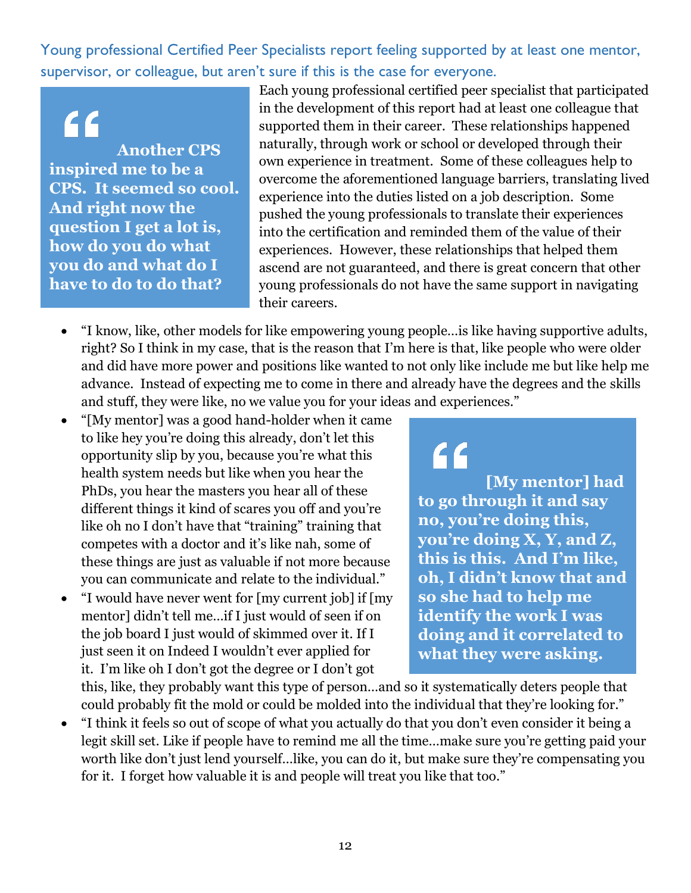## Young professional Certified Peer Specialists report feeling supported by at least one mentor, supervisor, or colleague, but aren't sure if this is the case for everyone.

> **"Another CPS inspired me to be a CPS. It seemed so cool. And right now the question I get a lot is, how do you do what you do and what do I have to do to do that?**

Each young professional certified peer specialist that participated in the development of this report had at least one colleague that supported them in their career. These relationships happened naturally, through work or school or developed through their own experience in treatment. Some of these colleagues help to overcome the aforementioned language barriers, translating lived experience into the duties listed on a job description. Some pushed the young professionals to translate their experiences into the certification and reminded them of the value of their experiences. However, these relationships that helped them ascend are not guaranteed, and there is great concern that other young professionals do not have the same support in navigating their careers.

- "I know, like, other models for like empowering young people…is like having supportive adults, right? So I think in my case, that is the reason that I'm here is that, like people who were older and did have more power and positions like wanted to not only like include me but like help me advance. Instead of expecting me to come in there and already have the degrees and the skills and stuff, they were like, no we value you for your ideas and experiences."
- "[My mentor] was a good hand-holder when it came to like hey you're doing this already, don't let this opportunity slip by you, because you're what this health system needs but like when you hear the PhDs, you hear the masters you hear all of these different things it kind of scares you off and you're like oh no I don't have that "training" training that competes with a doctor and it's like nah, some of these things are just as valuable if not more because you can communicate and relate to the individual."
- "I would have never went for [my current job] if [my mentor] didn't tell me…if I just would of seen if on the job board I just would of skimmed over it. If I just seen it on Indeed I wouldn't ever applied for it. I'm like oh I don't got the degree or I don't got this, like, they probably want this type of person…and so it systematically deters people that could probably fit the mold or could be molded into the individual that they're looking for."
- "I think it feels so out of scope of what you actually do that you don't even consider it being a legit skill set. Like if people have to remind me all the time…make sure you're getting paid your worth like don't just lend yourself…like, you can do it, but make sure they're compensating you for it. I forget how valuable it is and people will treat you like that too."

> **"[My mentor] had to go through it and say no, you're doing this, you're doing X, Y, and Z, this is this. And I'm like, oh, I didn't know that and so she had to help me identify the work I was doing and it correlated to what they were asking.**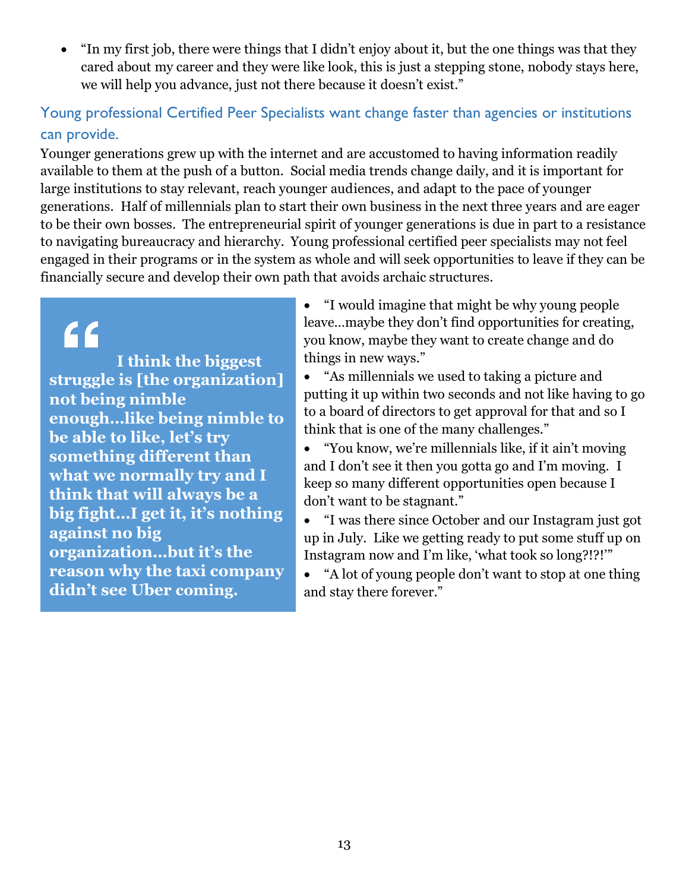- "In my first job, there were things that I didn't enjoy about it, but the one things was that they cared about my career and they were like look, this is just a stepping stone, nobody stays here, we will help you advance, just not there because it doesn't exist."

### Young professional Certified Peer Specialists want change faster than agencies or institutions can provide.

Younger generations grew up with the internet and are accustomed to having information readily available to them at the push of a button. Social media trends change daily, and it is important for large institutions to stay relevant, reach younger audiences, and adapt to the pace of younger generations. Half of millennials plan to start their own business in the next three years and are eager to be their own bosses. The entrepreneurial spirit of younger generations is due in part to a resistance to navigating bureaucracy and hierarchy. Young professional certified peer specialists may not feel engaged in their programs or in the system as whole and will seek opportunities to leave if they can be financially secure and develop their own path that avoids archaic structures.

> **"I think the biggest struggle is [the organization] not being nimble enough…like being nimble to be able to like, let's try something different than what we normally try and I think that will always be a big fight…I get it, it's nothing against no big organization…but it's the reason why the taxi company didn't see Uber coming.**

- "I would imagine that might be why young people leave…maybe they don't find opportunities for creating, you know, maybe they want to create change and do things in new ways."
- "As millennials we used to taking a picture and putting it up within two seconds and not like having to go to a board of directors to get approval for that and so I think that is one of the many challenges."
- "You know, we're millennials like, if it ain't moving and I don't see it then you gotta go and I'm moving. I keep so many different opportunities open because I don't want to be stagnant."
- "I was there since October and our Instagram just got up in July. Like we getting ready to put some stuff up on Instagram now and I'm like, 'what took so long?!?!'"
- "A lot of young people don't want to stop at one thing and stay there forever."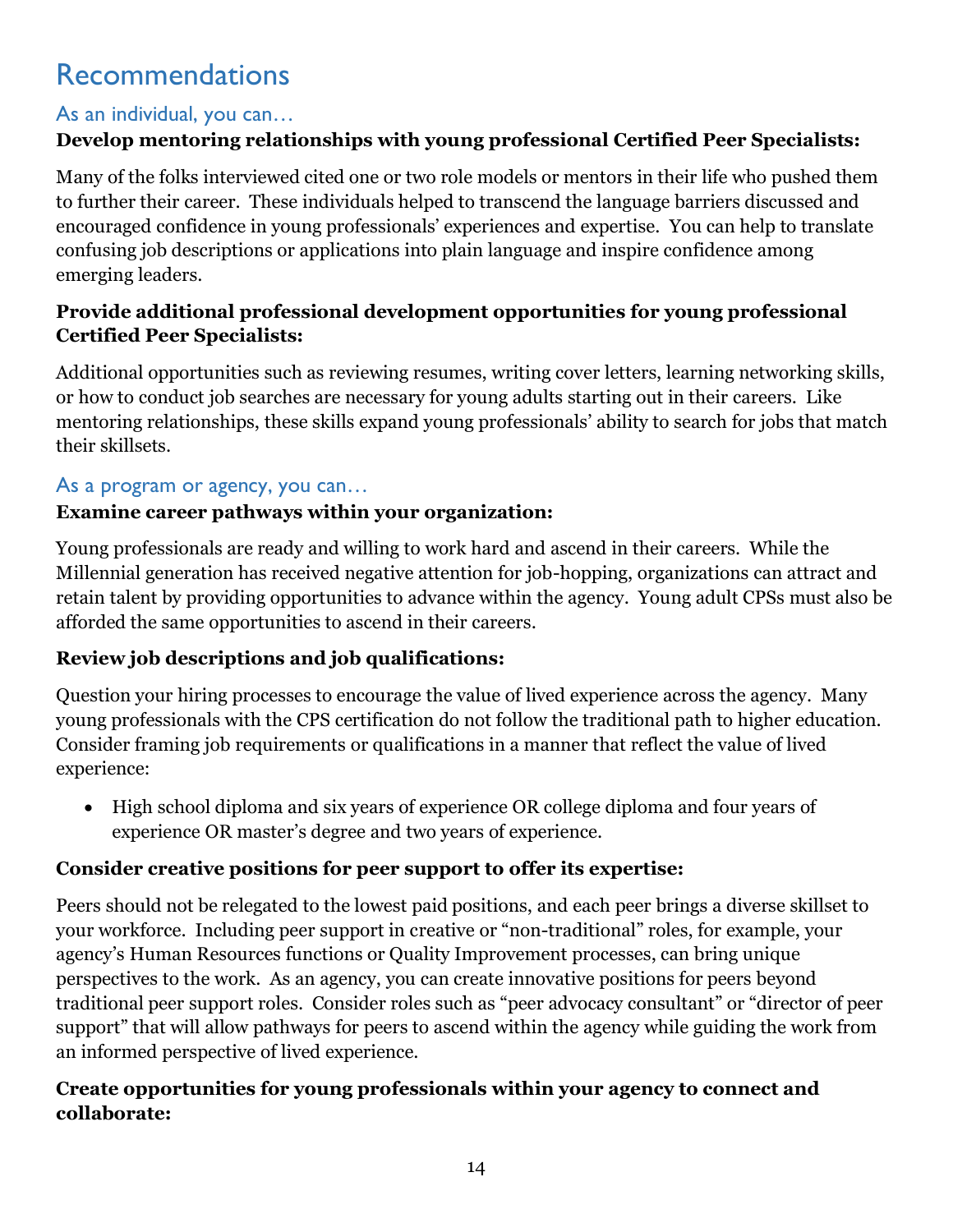# Recommendations

## As an individual, you can…

**Develop mentoring relationships with young professional Certified Peer Specialists:**

Many of the folks interviewed cited one or two role models or mentors in their life who pushed them to further their career. These individuals helped to transcend the language barriers discussed and encouraged confidence in young professionals' experiences and expertise. You can help to translate confusing job descriptions or applications into plain language and inspire confidence among emerging leaders.

**Provide additional professional development opportunities for young professional Certified Peer Specialists:**

Additional opportunities such as reviewing resumes, writing cover letters, learning networking skills, or how to conduct job searches are necessary for young adults starting out in their careers. Like mentoring relationships, these skills expand young professionals' ability to search for jobs that match their skillsets.

## As a program or agency, you can…

**Examine career pathways within your organization:**

Young professionals are ready and willing to work hard and ascend in their careers. While the Millennial generation has received negative attention for job-hopping, organizations can attract and retain talent by providing opportunities to advance within the agency. Young adult CPSs must also be afforded the same opportunities to ascend in their careers.

**Review job descriptions and job qualifications:**

Question your hiring processes to encourage the value of lived experience across the agency. Many young professionals with the CPS certification do not follow the traditional path to higher education. Consider framing job requirements or qualifications in a manner that reflect the value of lived experience:

- High school diploma and six years of experience OR college diploma and four years of experience OR master's degree and two years of experience.

**Consider creative positions for peer support to offer its expertise:**

Peers should not be relegated to the lowest paid positions, and each peer brings a diverse skillset to your workforce. Including peer support in creative or "non-traditional" roles, for example, your agency's Human Resources functions or Quality Improvement processes, can bring unique perspectives to the work. As an agency, you can create innovative positions for peers beyond traditional peer support roles. Consider roles such as "peer advocacy consultant" or "director of peer support" that will allow pathways for peers to ascend within the agency while guiding the work from an informed perspective of lived experience.

**Create opportunities for young professionals within your agency to connect and collaborate:**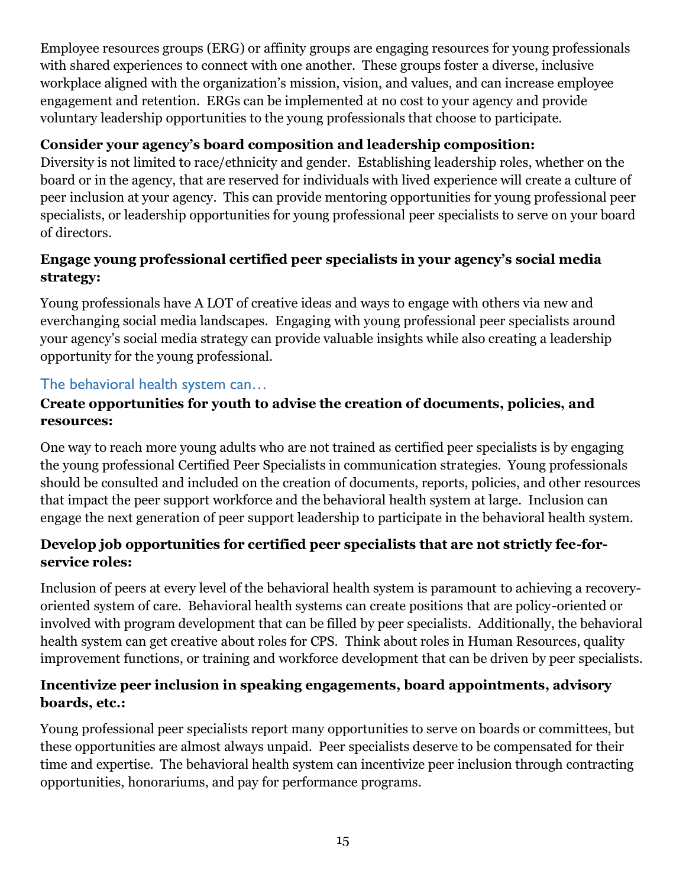Employee resources groups (ERG) or affinity groups are engaging resources for young professionals with shared experiences to connect with one another. These groups foster a diverse, inclusive workplace aligned with the organization's mission, vision, and values, and can increase employee engagement and retention. ERGs can be implemented at no cost to your agency and provide voluntary leadership opportunities to the young professionals that choose to participate.

**Consider your agency's board composition and leadership composition:**

Diversity is not limited to race/ethnicity and gender. Establishing leadership roles, whether on the board or in the agency, that are reserved for individuals with lived experience will create a culture of peer inclusion at your agency. This can provide mentoring opportunities for young professional peer specialists, or leadership opportunities for young professional peer specialists to serve on your board of directors.

**Engage young professional certified peer specialists in your agency's social media strategy:**

Young professionals have A LOT of creative ideas and ways to engage with others via new and everchanging social media landscapes. Engaging with young professional peer specialists around your agency's social media strategy can provide valuable insights while also creating a leadership opportunity for the young professional.

### The behavioral health system can…

**Create opportunities for youth to advise the creation of documents, policies, and resources:**

One way to reach more young adults who are not trained as certified peer specialists is by engaging the young professional Certified Peer Specialists in communication strategies. Young professionals should be consulted and included on the creation of documents, reports, policies, and other resources that impact the peer support workforce and the behavioral health system at large. Inclusion can engage the next generation of peer support leadership to participate in the behavioral health system.

**Develop job opportunities for certified peer specialists that are not strictly fee-for-service roles:**

Inclusion of peers at every level of the behavioral health system is paramount to achieving a recovery-oriented system of care. Behavioral health systems can create positions that are policy-oriented or involved with program development that can be filled by peer specialists. Additionally, the behavioral health system can get creative about roles for CPS. Think about roles in Human Resources, quality improvement functions, or training and workforce development that can be driven by peer specialists.

**Incentivize peer inclusion in speaking engagements, board appointments, advisory boards, etc.:**

Young professional peer specialists report many opportunities to serve on boards or committees, but these opportunities are almost always unpaid. Peer specialists deserve to be compensated for their time and expertise. The behavioral health system can incentivize peer inclusion through contracting opportunities, honorariums, and pay for performance programs.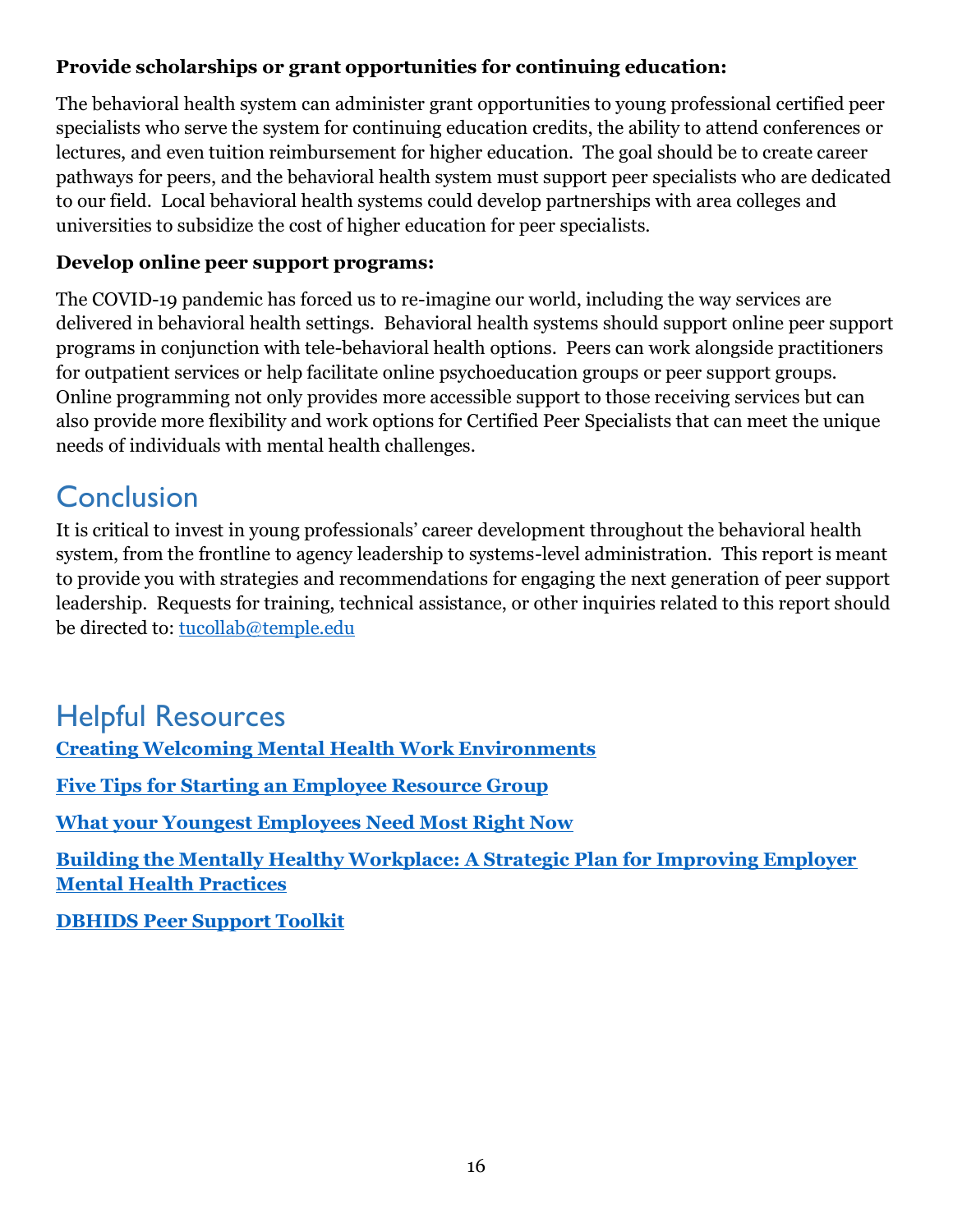**Provide scholarships or grant opportunities for continuing education:**

The behavioral health system can administer grant opportunities to young professional certified peer specialists who serve the system for continuing education credits, the ability to attend conferences or lectures, and even tuition reimbursement for higher education. The goal should be to create career pathways for peers, and the behavioral health system must support peer specialists who are dedicated to our field. Local behavioral health systems could develop partnerships with area colleges and universities to subsidize the cost of higher education for peer specialists.

**Develop online peer support programs:**

The COVID-19 pandemic has forced us to re-imagine our world, including the way services are delivered in behavioral health settings. Behavioral health systems should support online peer support programs in conjunction with tele-behavioral health options. Peers can work alongside practitioners for outpatient services or help facilitate online psychoeducation groups or peer support groups. Online programming not only provides more accessible support to those receiving services but can also provide more flexibility and work options for Certified Peer Specialists that can meet the unique needs of individuals with mental health challenges.

# Conclusion

It is critical to invest in young professionals' career development throughout the behavioral health system, from the frontline to agency leadership to systems-level administration. This report is meant to provide you with strategies and recommendations for engaging the next generation of peer support leadership. Requests for training, technical assistance, or other inquiries related to this report should be directed to: tucollab@temple.edu

# Helpful Resources

**Creating Welcoming Mental Health Work Environments**

**Five Tips for Starting an Employee Resource Group**

**What your Youngest Employees Need Most Right Now**

**Building the Mentally Healthy Workplace: A Strategic Plan for Improving Employer Mental Health Practices**

**DBHIDS Peer Support Toolkit**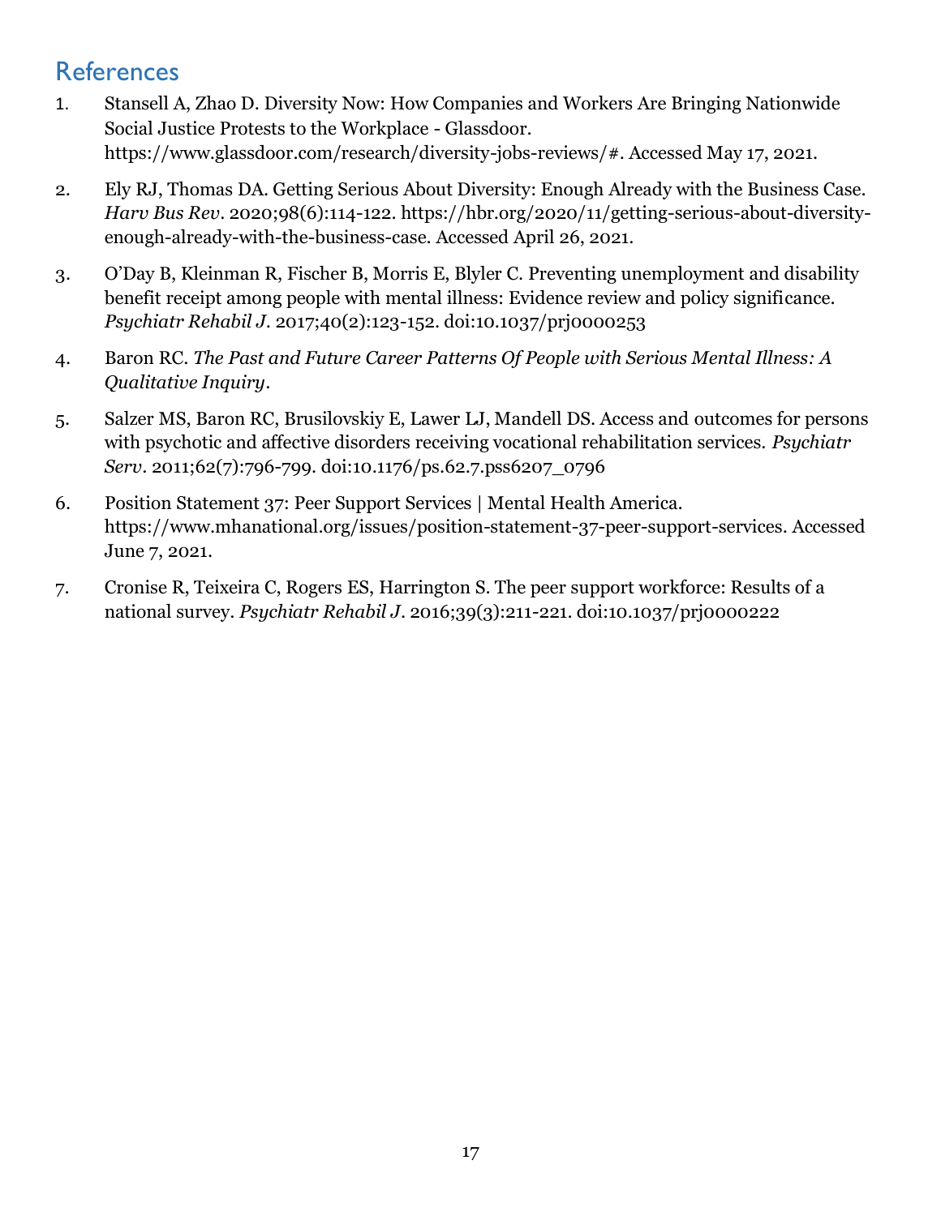## References

1. Stansell A, Zhao D. Diversity Now: How Companies and Workers Are Bringing Nationwide Social Justice Protests to the Workplace - Glassdoor. https://www.glassdoor.com/research/diversity-jobs-reviews/#. Accessed May 17, 2021.
2. Ely RJ, Thomas DA. Getting Serious About Diversity: Enough Already with the Business Case. *Harv Bus Rev*. 2020;98(6):114-122. https://hbr.org/2020/11/getting-serious-about-diversity-enough-already-with-the-business-case. Accessed April 26, 2021.
3. O'Day B, Kleinman R, Fischer B, Morris E, Blyler C. Preventing unemployment and disability benefit receipt among people with mental illness: Evidence review and policy significance. *Psychiatr Rehabil J*. 2017;40(2):123-152. doi:10.1037/prj0000253
4. Baron RC. *The Past and Future Career Patterns Of People with Serious Mental Illness: A Qualitative Inquiry*.
5. Salzer MS, Baron RC, Brusilovskiy E, Lawer LJ, Mandell DS. Access and outcomes for persons with psychotic and affective disorders receiving vocational rehabilitation services. *Psychiatr Serv*. 2011;62(7):796-799. doi:10.1176/ps.62.7.pss6207_0796
6. Position Statement 37: Peer Support Services | Mental Health America. https://www.mhanational.org/issues/position-statement-37-peer-support-services. Accessed June 7, 2021.
7. Cronise R, Teixeira C, Rogers ES, Harrington S. The peer support workforce: Results of a national survey. *Psychiatr Rehabil J*. 2016;39(3):211-221. doi:10.1037/prj0000222